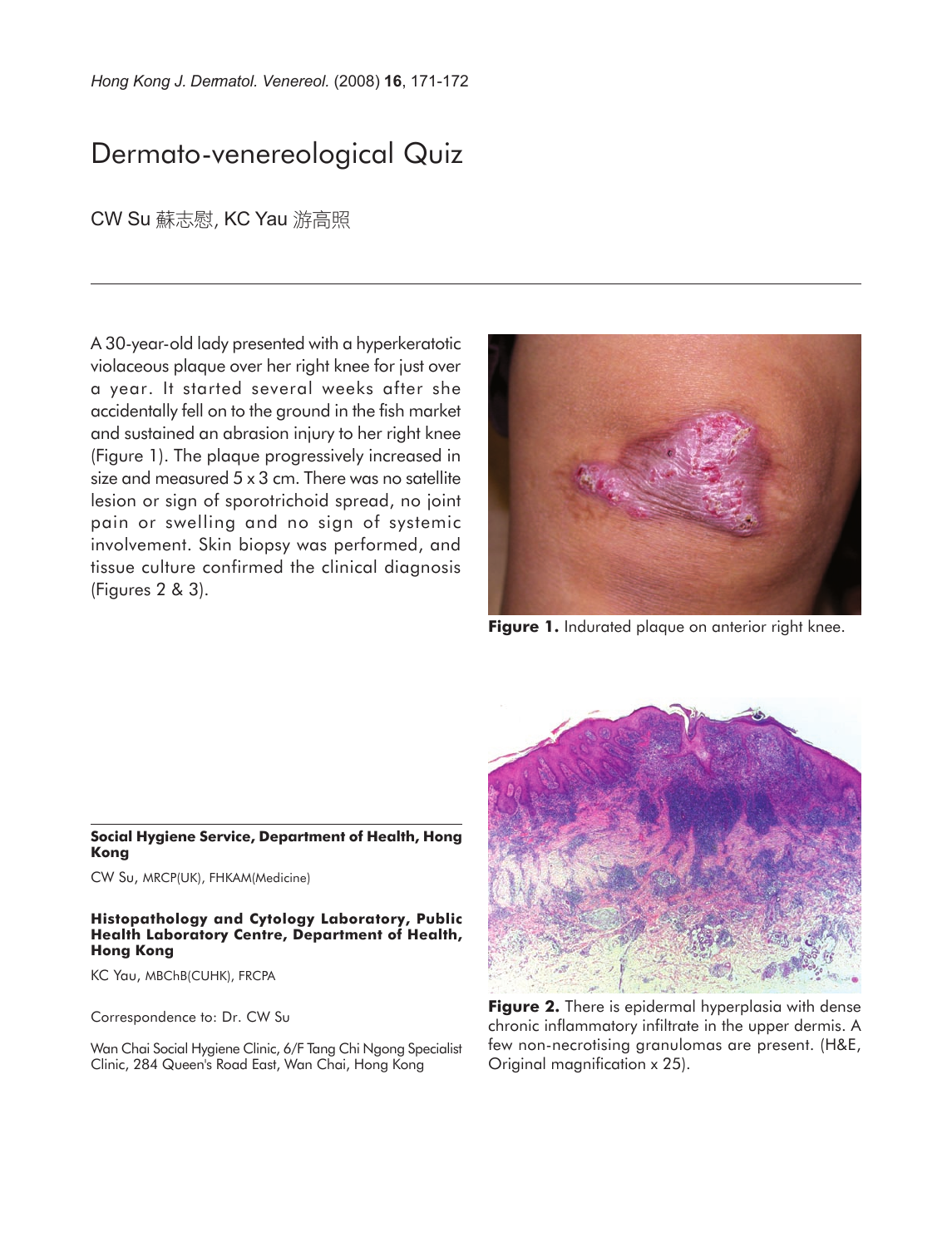# Dermato-venereological Quiz

CW Su 蘇志慰, KC Yau 游高照

A 30-year-old lady presented with a hyperkeratotic violaceous plaque over her right knee for just over a year. It started several weeks after she accidentally fell on to the ground in the fish market and sustained an abrasion injury to her right knee (Figure 1). The plaque progressively increased in size and measured 5 x 3 cm. There was no satellite lesion or sign of sporotrichoid spread, no joint pain or swelling and no sign of systemic involvement. Skin biopsy was performed, and tissue culture confirmed the clinical diagnosis (Figures 2 & 3).

**Figure 1.** Indurated plaque on anterior right knee.

**Figure 2.** There is epidermal hyperplasia with dense chronic inflammatory infiltrate in the upper dermis. A few non-necrotising granulomas are present. (H&E, Original magnification x 25).

**Social Hygiene Service, Department of Health, Hong Kong**

CW Su, MRCP(UK), FHKAM(Medicine)

**Histopathology and Cytology Laboratory, Public Health Laboratory Centre, Department of Health, Hong Kong**

KC Yau, MBChB(CUHK), FRCPA

Correspondence to: Dr. CW Su

Wan Chai Social Hygiene Clinic, 6/F Tang Chi Ngong Specialist Clinic, 284 Queen's Road East, Wan Chai, Hong Kong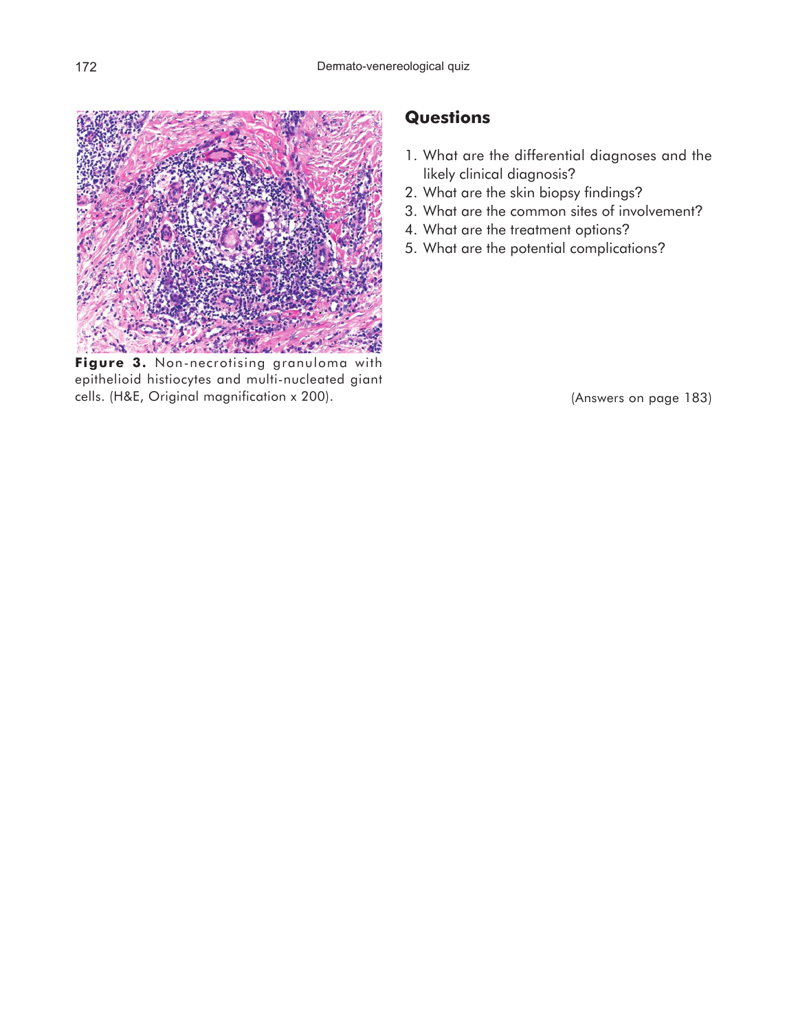**Figure 3.** Non-necrotising granuloma with epithelioid histiocytes and multi-nucleated giant cells. (H&E, Original magnification x 200).

## Questions

1. What are the differential diagnoses and the likely clinical diagnosis?
2. What are the skin biopsy findings?
3. What are the common sites of involvement?
4. What are the treatment options?
5. What are the potential complications?

(Answers on page 183)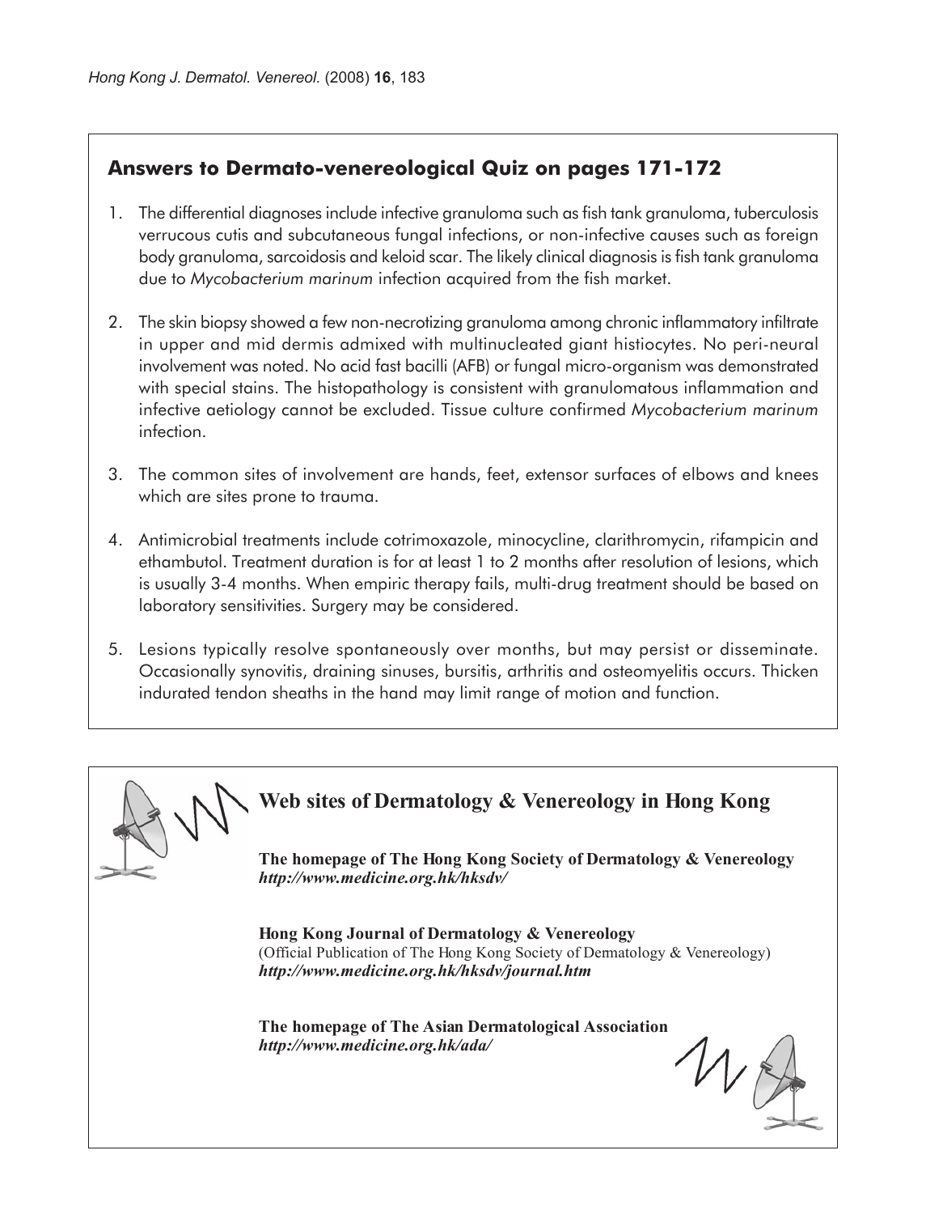## Answers to Dermato-venereological Quiz on pages 171-172

1. The differential diagnoses include infective granuloma such as fish tank granuloma, tuberculosis verrucous cutis and subcutaneous fungal infections, or non-infective causes such as foreign body granuloma, sarcoidosis and keloid scar. The likely clinical diagnosis is fish tank granuloma due to *Mycobacterium marinum* infection acquired from the fish market.

2. The skin biopsy showed a few non-necrotizing granuloma among chronic inflammatory infiltrate in upper and mid dermis admixed with multinucleated giant histiocytes. No peri-neural involvement was noted. No acid fast bacilli (AFB) or fungal micro-organism was demonstrated with special stains. The histopathology is consistent with granulomatous inflammation and infective aetiology cannot be excluded. Tissue culture confirmed *Mycobacterium marinum* infection.

3. The common sites of involvement are hands, feet, extensor surfaces of elbows and knees which are sites prone to trauma.

4. Antimicrobial treatments include cotrimoxazole, minocycline, clarithromycin, rifampicin and ethambutol. Treatment duration is for at least 1 to 2 months after resolution of lesions, which is usually 3-4 months. When empiric therapy fails, multi-drug treatment should be based on laboratory sensitivities. Surgery may be considered.

5. Lesions typically resolve spontaneously over months, but may persist or disseminate. Occasionally synovitis, draining sinuses, bursitis, arthritis and osteomyelitis occurs. Thicken indurated tendon sheaths in the hand may limit range of motion and function.

## Web sites of Dermatology & Venereology in Hong Kong

**The homepage of The Hong Kong Society of Dermatology & Venereology**
***http://www.medicine.org.hk/hksdv/***

**Hong Kong Journal of Dermatology & Venereology**
(Official Publication of The Hong Kong Society of Dermatology & Venereology)
***http://www.medicine.org.hk/hksdv/journal.htm***

**The homepage of The Asian Dermatological Association**
***http://www.medicine.org.hk/ada/***